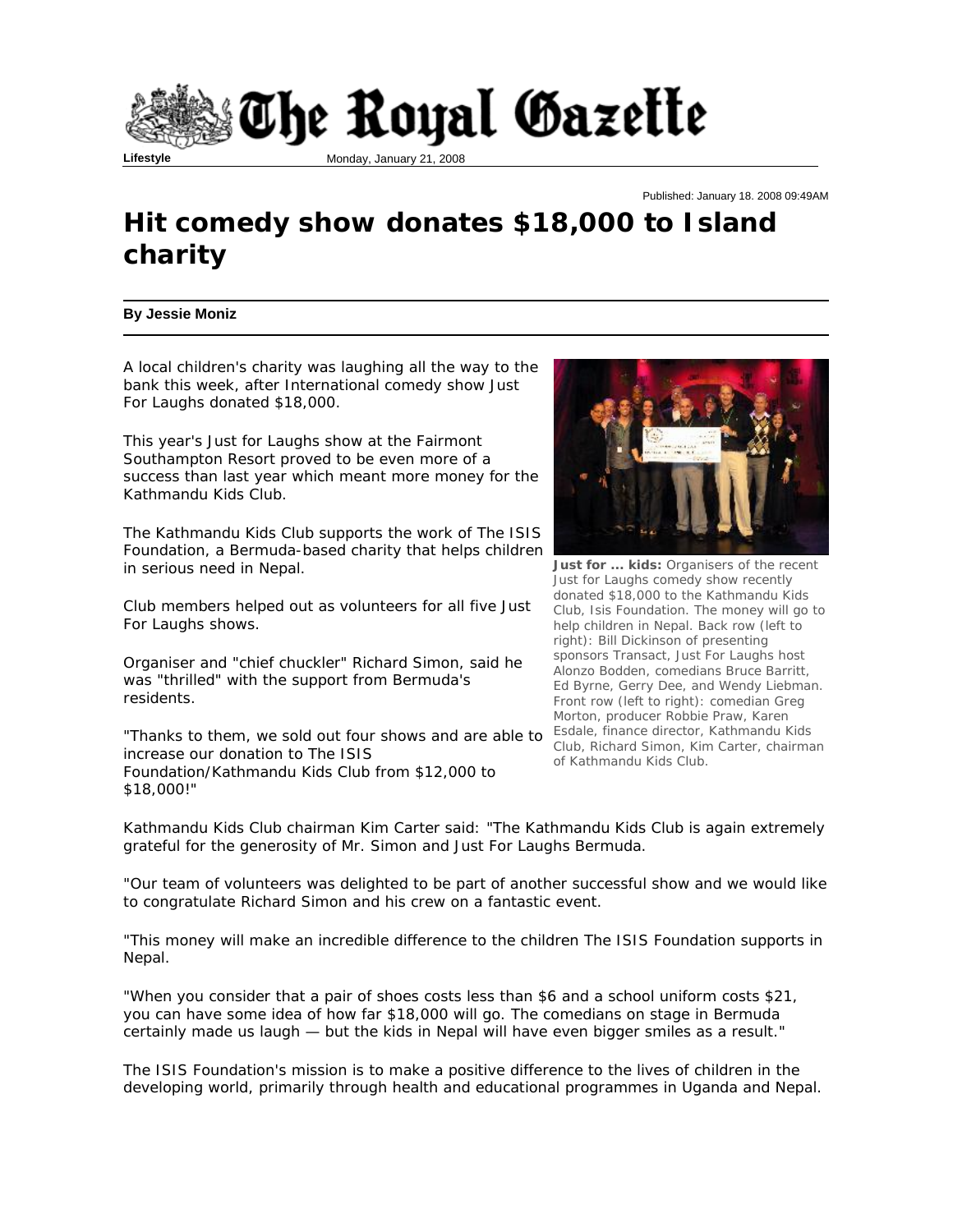# The Royal Gazette

**Lifestyle** Monday, January 21, 2008

Published: January 18. 2008 09:49AM

# Hit comedy show donates $18,000 to Island charity

**By Jessie Moniz**

A local children's charity was laughing all the way to the bank this week, after International comedy show Just For Laughs donated $18,000.

This year's Just for Laughs show at the Fairmont Southampton Resort proved to be even more of a success than last year which meant more money for the Kathmandu Kids Club.

The Kathmandu Kids Club supports the work of The ISIS Foundation, a Bermuda-based charity that helps children in serious need in Nepal.

Club members helped out as volunteers for all five Just For Laughs shows.

Organiser and "chief chuckler" Richard Simon, said he was "thrilled" with the support from Bermuda's residents.

"Thanks to them, we sold out four shows and are able to increase our donation to The ISIS Foundation/Kathmandu Kids Club from $12,000 to $18,000!"

**Just for ... kids:** Organisers of the recent Just for Laughs comedy show recently donated $18,000 to the Kathmandu Kids Club, Isis Foundation. The money will go to help children in Nepal. Back row (left to right): Bill Dickinson of presenting sponsors Transact, Just For Laughs host Alonzo Bodden, comedians Bruce Barritt, Ed Byrne, Gerry Dee, and Wendy Liebman. Front row (left to right): comedian Greg Morton, producer Robbie Praw, Karen Esdale, finance director, Kathmandu Kids Club, Richard Simon, Kim Carter, chairman of Kathmandu Kids Club.

Kathmandu Kids Club chairman Kim Carter said: "The Kathmandu Kids Club is again extremely grateful for the generosity of Mr. Simon and Just For Laughs Bermuda.

"Our team of volunteers was delighted to be part of another successful show and we would like to congratulate Richard Simon and his crew on a fantastic event.

"This money will make an incredible difference to the children The ISIS Foundation supports in Nepal.

"When you consider that a pair of shoes costs less than $6 and a school uniform costs $21, you can have some idea of how far $18,000 will go. The comedians on stage in Bermuda certainly made us laugh — but the kids in Nepal will have even bigger smiles as a result."

The ISIS Foundation's mission is to make a positive difference to the lives of children in the developing world, primarily through health and educational programmes in Uganda and Nepal.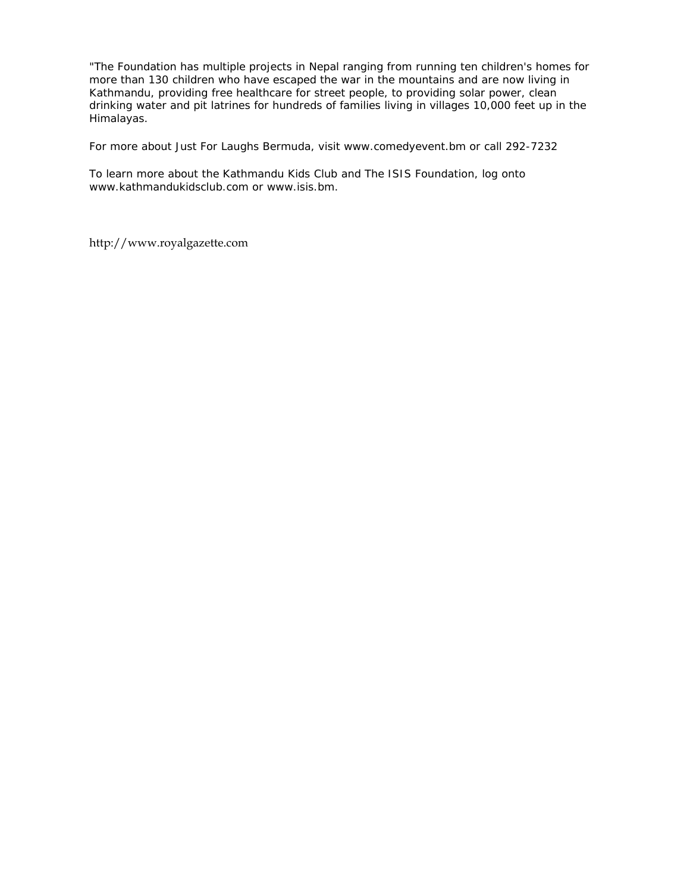"The Foundation has multiple projects in Nepal ranging from running ten children's homes for more than 130 children who have escaped the war in the mountains and are now living in Kathmandu, providing free healthcare for street people, to providing solar power, clean drinking water and pit latrines for hundreds of families living in villages 10,000 feet up in the Himalayas.

For more about Just For Laughs Bermuda, visit www.comedyevent.bm or call 292-7232

To learn more about the Kathmandu Kids Club and The ISIS Foundation, log onto www.kathmandukidsclub.com or www.isis.bm.

http://www.royalgazette.com